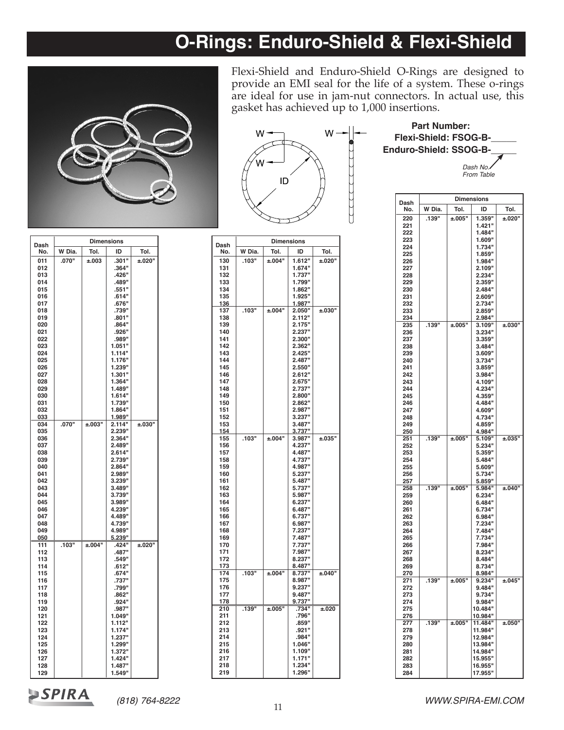# O-Rings: Enduro-Shield & Flexi-Shield

Flexi-Shield and Enduro-Shield O-Rings are designed to provide an EMI seal for the life of a system. These o-rings are ideal for use in jam-nut connectors. In actual use, this gasket has achieved up to 1,000 insertions.

**Part Number:**
**Flexi-Shield: FSOG-B-_____**
**Enduro-Shield: SSOG-B-_____**

*Dash No. From Table*

| Dash No. | Dimensions | | | |
|---|---|---|---|---|
| | W Dia. | Tol. | ID | Tol. |
| 011 | .070" | ±.003 | .301" | ±.020" |
| 012 | | | .364" | |
| 013 | | | .426" | |
| 014 | | | .489" | |
| 015 | | | .551" | |
| 016 | | | .614" | |
| 017 | | | .676" | |
| 018 | | | .739" | |
| 019 | | | .801" | |
| 020 | | | .864" | |
| 021 | | | .926" | |
| 022 | | | .989" | |
| 023 | | | 1.051" | |
| 024 | | | 1.114" | |
| 025 | | | 1.176" | |
| 026 | | | 1.239" | |
| 027 | | | 1.301" | |
| 028 | | | 1.364" | |
| 029 | | | 1.489" | |
| 030 | | | 1.614" | |
| 031 | | | 1.739" | |
| 032 | | | 1.864" | |
| 033 | | | 1.989" | |
| 034 | .070" | ±.003" | 2.114" | ±.030" |
| 035 | | | 2.239" | |
| 036 | | | 2.364" | |
| 037 | | | 2.489" | |
| 038 | | | 2.614" | |
| 039 | | | 2.739" | |
| 040 | | | 2.864" | |
| 041 | | | 2.989" | |
| 042 | | | 3.239" | |
| 043 | | | 3.489" | |
| 044 | | | 3.739" | |
| 045 | | | 3.989" | |
| 046 | | | 4.239" | |
| 047 | | | 4.489" | |
| 048 | | | 4.739" | |
| 049 | | | 4.989" | |
| 050 | | | 5.239" | |
| 111 | .103" | ±.004" | .424" | ±.020" |
| 112 | | | .487" | |
| 113 | | | .549" | |
| 114 | | | .612" | |
| 115 | | | .674" | |
| 116 | | | .737" | |
| 117 | | | .799" | |
| 118 | | | .862" | |
| 119 | | | .924" | |
| 120 | | | .987" | |
| 121 | | | 1.049" | |
| 122 | | | 1.112" | |
| 123 | | | 1.174" | |
| 124 | | | 1.237" | |
| 125 | | | 1.299" | |
| 126 | | | 1.372" | |
| 127 | | | 1.424" | |
| 128 | | | 1.487" | |
| 129 | | | 1.549" | |

| Dash No. | Dimensions | | | |
|---|---|---|---|---|
| | W Dia. | Tol. | ID | Tol. |
| 130 | .103" | ±.004" | 1.612" | ±.020" |
| 131 | | | 1.674" | |
| 132 | | | 1.737" | |
| 133 | | | 1.799" | |
| 134 | | | 1.862" | |
| 135 | | | 1.925" | |
| 136 | | | 1.987" | |
| 137 | .103" | ±.004" | 2.050" | ±.030" |
| 138 | | | 2.112" | |
| 139 | | | 2.175" | |
| 140 | | | 2.237" | |
| 141 | | | 2.300" | |
| 142 | | | 2.362" | |
| 143 | | | 2.425" | |
| 144 | | | 2.487" | |
| 145 | | | 2.550" | |
| 146 | | | 2.612" | |
| 147 | | | 2.675" | |
| 148 | | | 2.737" | |
| 149 | | | 2.800" | |
| 150 | | | 2.862" | |
| 151 | | | 2.987" | |
| 152 | | | 3.237" | |
| 153 | | | 3.487" | |
| 154 | | | 3.737" | |
| 155 | .103" | ±.004" | 3.987" | ±.035" |
| 156 | | | 4.237" | |
| 157 | | | 4.487" | |
| 158 | | | 4.737" | |
| 159 | | | 4.987" | |
| 160 | | | 5.237" | |
| 161 | | | 5.487" | |
| 162 | | | 5.737" | |
| 163 | | | 5.987" | |
| 164 | | | 6.237" | |
| 165 | | | 6.487" | |
| 166 | | | 6.737" | |
| 167 | | | 6.987" | |
| 168 | | | 7.237" | |
| 169 | | | 7.487" | |
| 170 | | | 7.737" | |
| 171 | | | 7.987" | |
| 172 | | | 8.237" | |
| 173 | | | 8.487" | |
| 174 | .103" | ±.004" | 8.737" | ±.040" |
| 175 | | | 8.987" | |
| 176 | | | 9.237" | |
| 177 | | | 9.487" | |
| 178 | | | 9.737" | |
| 210 | .139" | ±.005" | .734" | ±.020 |
| 211 | | | .796" | |
| 212 | | | .859" | |
| 213 | | | .921" | |
| 214 | | | .984" | |
| 215 | | | 1.046" | |
| 216 | | | 1.109" | |
| 217 | | | 1.171" | |
| 218 | | | 1.234" | |
| 219 | | | 1.296" | |

| Dash No. | Dimensions | | | |
|---|---|---|---|---|
| | W Dia. | Tol. | ID | Tol. |
| 220 | .139" | ±.005" | 1.359" | ±.020" |
| 221 | | | 1.421" | |
| 222 | | | 1.484" | |
| 223 | | | 1.609" | |
| 224 | | | 1.734" | |
| 225 | | | 1.859" | |
| 226 | | | 1.984" | |
| 227 | | | 2.109" | |
| 228 | | | 2.234" | |
| 229 | | | 2.359" | |
| 230 | | | 2.484" | |
| 231 | | | 2.609" | |
| 232 | | | 2.734" | |
| 233 | | | 2.859" | |
| 234 | | | 2.984" | |
| 235 | .139" | ±.005" | 3.109" | ±.030" |
| 236 | | | 3.234" | |
| 237 | | | 3.359" | |
| 238 | | | 3.484" | |
| 239 | | | 3.609" | |
| 240 | | | 3.734" | |
| 241 | | | 3.859" | |
| 242 | | | 3.984" | |
| 243 | | | 4.109" | |
| 244 | | | 4.234" | |
| 245 | | | 4.359" | |
| 246 | | | 4.484" | |
| 247 | | | 4.609" | |
| 248 | | | 4.734" | |
| 249 | | | 4.859" | |
| 250 | | | 4.984" | |
| 251 | .139" | ±.005" | 5.109" | ±.035" |
| 252 | | | 5.234" | |
| 253 | | | 5.359" | |
| 254 | | | 5.484" | |
| 255 | | | 5.609" | |
| 256 | | | 5.734" | |
| 257 | | | 5.859" | |
| 258 | .139" | ±.005" | 5.984" | ±.040" |
| 259 | | | 6.234" | |
| 260 | | | 6.484" | |
| 261 | | | 6.734" | |
| 262 | | | 6.984" | |
| 263 | | | 7.234" | |
| 264 | | | 7.484" | |
| 265 | | | 7.734" | |
| 266 | | | 7.984" | |
| 267 | | | 8.234" | |
| 268 | | | 8.484" | |
| 269 | | | 8.734" | |
| 270 | | | 8.984" | |
| 271 | .139" | ±.005" | 9.234" | ±.045" |
| 272 | | | 9.484" | |
| 273 | | | 9.734" | |
| 274 | | | 9.984" | |
| 275 | | | 10.484" | |
| 276 | | | 10.984" | |
| 277 | .139" | ±.005" | 11.484" | ±.050" |
| 278 | | | 11.984" | |
| 279 | | | 12.984" | |
| 280 | | | 13.984" | |
| 281 | | | 14.984" | |
| 282 | | | 15.955" | |
| 283 | | | 16.955" | |
| 284 | | | 17.955" | |

SPIRA (818) 764-8222 WWW.SPIRA-EMI.COM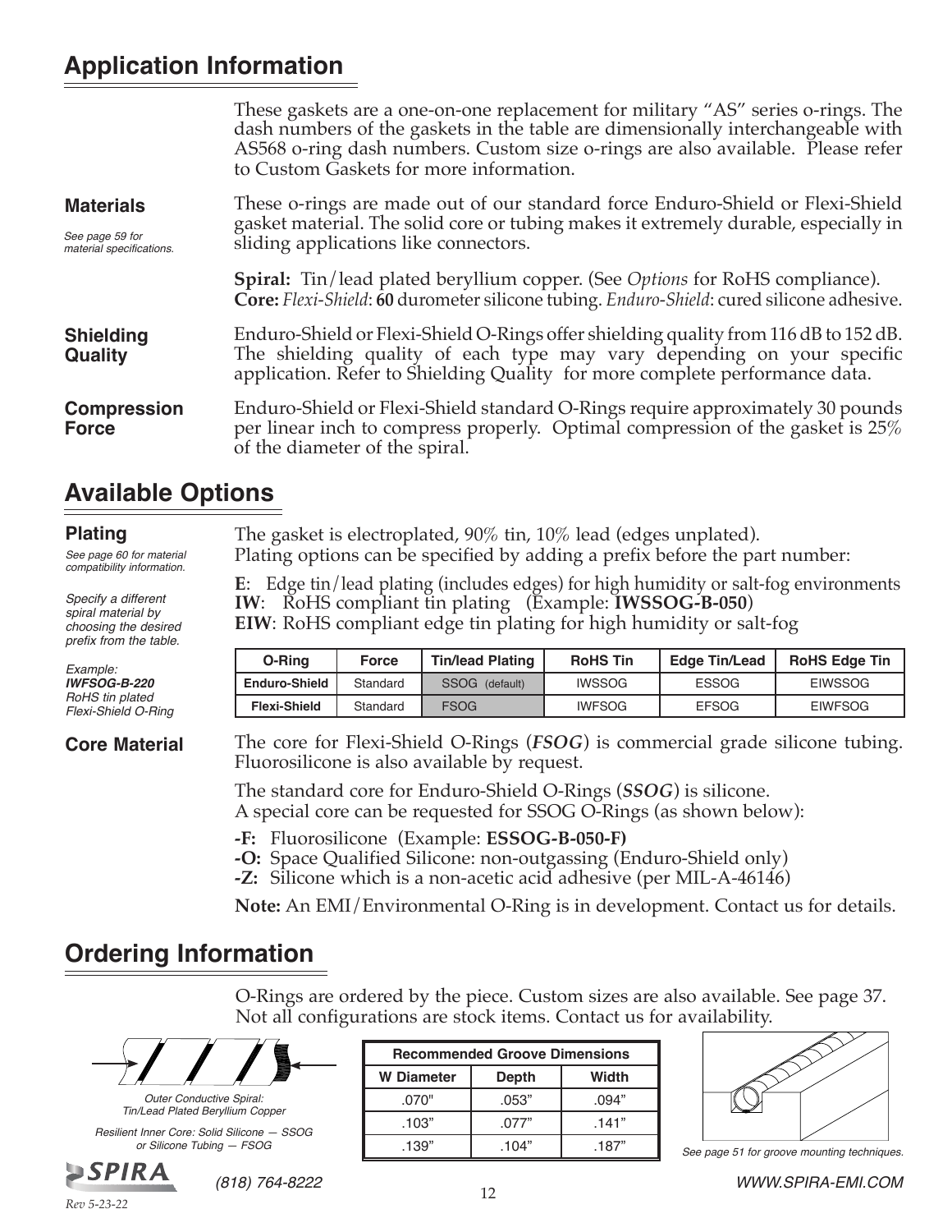## Application Information

These gaskets are a one-on-one replacement for military "AS" series o-rings. The dash numbers of the gaskets in the table are dimensionally interchangeable with AS568 o-ring dash numbers. Custom size o-rings are also available. Please refer to Custom Gaskets for more information.

### Materials

*See page 59 for material specifications.*

These o-rings are made out of our standard force Enduro-Shield or Flexi-Shield gasket material. The solid core or tubing makes it extremely durable, especially in sliding applications like connectors.

**Spiral:** Tin/lead plated beryllium copper. (See *Options* for RoHS compliance).
**Core:** *Flexi-Shield*: **60** durometer silicone tubing. *Enduro-Shield*: cured silicone adhesive.

### Shielding Quality

Enduro-Shield or Flexi-Shield O-Rings offer shielding quality from 116 dB to 152 dB. The shielding quality of each type may vary depending on your specific application. Refer to Shielding Quality for more complete performance data.

### Compression Force

Enduro-Shield or Flexi-Shield standard O-Rings require approximately 30 pounds per linear inch to compress properly. Optimal compression of the gasket is 25% of the diameter of the spiral.

## Available Options

### Plating

*See page 60 for material compatibility information.*

*Specify a different spiral material by choosing the desired prefix from the table.*

*Example:* ***IWFSOG-B-220*** *RoHS tin plated Flexi-Shield O-Ring*

The gasket is electroplated, 90% tin, 10% lead (edges unplated).
Plating options can be specified by adding a prefix before the part number:

**E**: Edge tin/lead plating (includes edges) for high humidity or salt-fog environments
**IW**: RoHS compliant tin plating (Example: **IWSSOG-B-050**)
**EIW**: RoHS compliant edge tin plating for high humidity or salt-fog

| O-Ring | Force | Tin/lead Plating | RoHS Tin | Edge Tin/Lead | RoHS Edge Tin |
|---|---|---|---|---|---|
| **Enduro-Shield** | Standard | SSOG (default) | IWSSOG | ESSOG | EIWSSOG |
| **Flexi-Shield** | Standard | FSOG | IWFSOG | EFSOG | EIWFSOG |

### Core Material

The core for Flexi-Shield O-Rings (***FSOG***) is commercial grade silicone tubing. Fluorosilicone is also available by request.

The standard core for Enduro-Shield O-Rings (***SSOG***) is silicone.
A special core can be requested for SSOG O-Rings (as shown below):

**-F:** Fluorosilicone (Example: **ESSOG-B-050-F)**
**-O:** Space Qualified Silicone: non-outgassing (Enduro-Shield only)
**-Z:** Silicone which is a non-acetic acid adhesive (per MIL-A-46146)

**Note:** An EMI/Environmental O-Ring is in development. Contact us for details.

## Ordering Information

O-Rings are ordered by the piece. Custom sizes are also available. See page 37.
Not all configurations are stock items. Contact us for availability.

*Outer Conductive Spiral: Tin/Lead Plated Beryllium Copper*

*Resilient Inner Core: Solid Silicone — SSOG or Silicone Tubing — FSOG*

| Recommended Groove Dimensions | | |
|---|---|---|
| **W Diameter** | **Depth** | **Width** |
| .070" | .053" | .094" |
| .103" | .077" | .141" |
| .139" | .104" | .187" |

*See page 51 for groove mounting techniques.*

SPIRA (818) 764-8222 WWW.SPIRA-EMI.COM

*Rev 5-23-22*